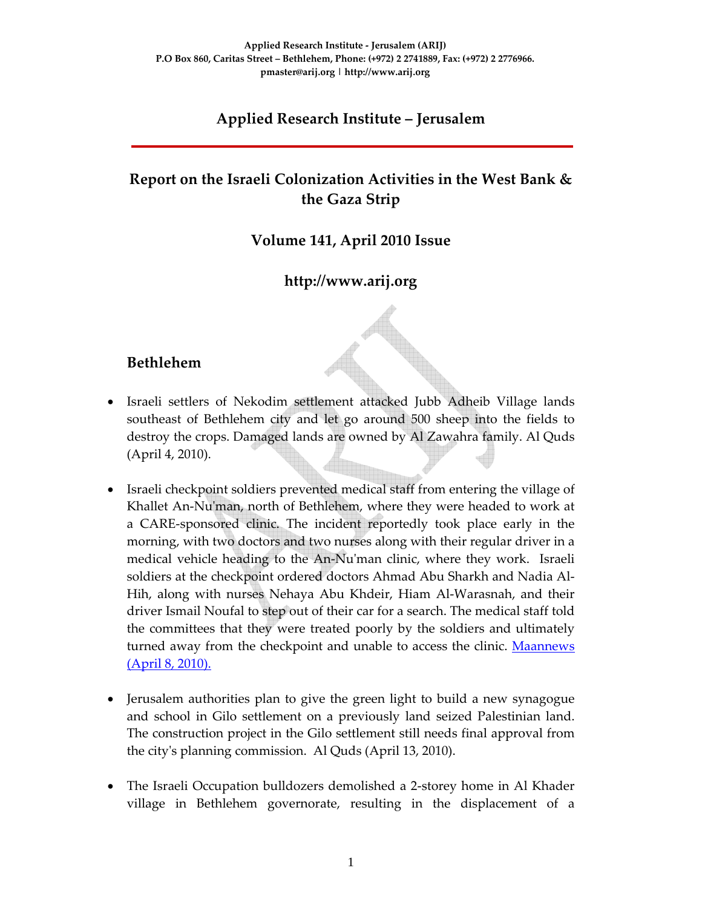Applied Research Institute - Jerusalem (ARIJ)
P.O Box 860, Caritas Street – Bethlehem, Phone: (+972) 2 2741889, Fax: (+972) 2 2776966.
pmaster@arij.org | http://www.arij.org

# Applied Research Institute – Jerusalem

## Report on the Israeli Colonization Activities in the West Bank & the Gaza Strip

### Volume 141, April 2010 Issue

### http://www.arij.org

## Bethlehem

- Israeli settlers of Nekodim settlement attacked Jubb Adheib Village lands southeast of Bethlehem city and let go around 500 sheep into the fields to destroy the crops. Damaged lands are owned by Al Zawahra family. Al Quds (April 4, 2010).

- Israeli checkpoint soldiers prevented medical staff from entering the village of Khallet An-Nu'man, north of Bethlehem, where they were headed to work at a CARE-sponsored clinic. The incident reportedly took place early in the morning, with two doctors and two nurses along with their regular driver in a medical vehicle heading to the An-Nu'man clinic, where they work. Israeli soldiers at the checkpoint ordered doctors Ahmad Abu Sharkh and Nadia Al-Hih, along with nurses Nehaya Abu Khdeir, Hiam Al-Warasnah, and their driver Ismail Noufal to step out of their car for a search. The medical staff told the committees that they were treated poorly by the soldiers and ultimately turned away from the checkpoint and unable to access the clinic. Maannews (April 8, 2010).

- Jerusalem authorities plan to give the green light to build a new synagogue and school in Gilo settlement on a previously land seized Palestinian land. The construction project in the Gilo settlement still needs final approval from the city's planning commission. Al Quds (April 13, 2010).

- The Israeli Occupation bulldozers demolished a 2-storey home in Al Khader village in Bethlehem governorate, resulting in the displacement of a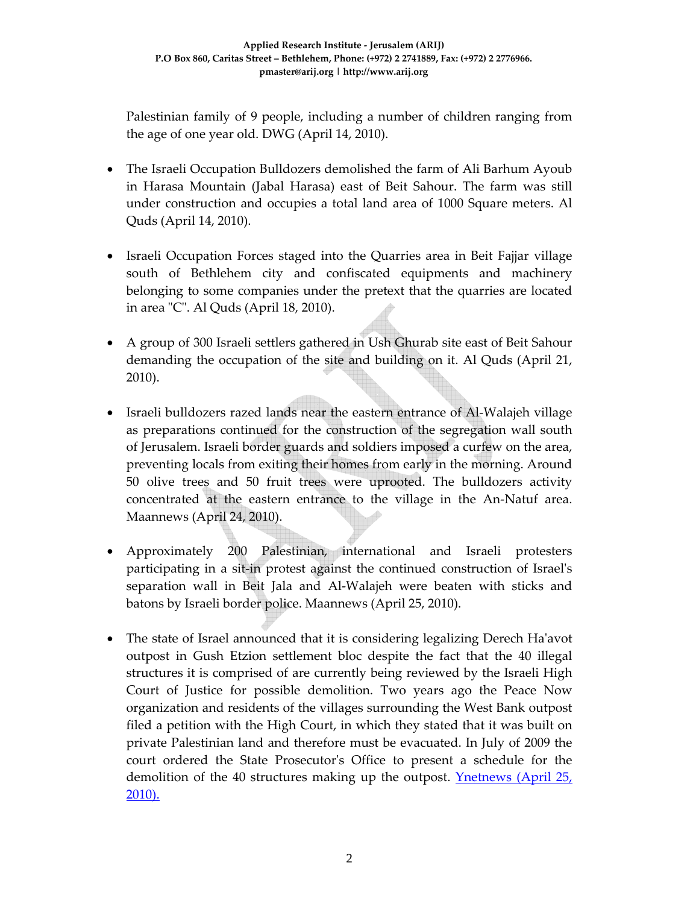Palestinian family of 9 people, including a number of children ranging from the age of one year old. DWG (April 14, 2010).

- The Israeli Occupation Bulldozers demolished the farm of Ali Barhum Ayoub in Harasa Mountain (Jabal Harasa) east of Beit Sahour. The farm was still under construction and occupies a total land area of 1000 Square meters. Al Quds (April 14, 2010).

- Israeli Occupation Forces staged into the Quarries area in Beit Fajjar village south of Bethlehem city and confiscated equipments and machinery belonging to some companies under the pretext that the quarries are located in area "C". Al Quds (April 18, 2010).

- A group of 300 Israeli settlers gathered in Ush Ghurab site east of Beit Sahour demanding the occupation of the site and building on it. Al Quds (April 21, 2010).

- Israeli bulldozers razed lands near the eastern entrance of Al-Walajeh village as preparations continued for the construction of the segregation wall south of Jerusalem. Israeli border guards and soldiers imposed a curfew on the area, preventing locals from exiting their homes from early in the morning. Around 50 olive trees and 50 fruit trees were uprooted. The bulldozers activity concentrated at the eastern entrance to the village in the An-Natuf area. Maannews (April 24, 2010).

- Approximately 200 Palestinian, international and Israeli protesters participating in a sit-in protest against the continued construction of Israel's separation wall in Beit Jala and Al-Walajeh were beaten with sticks and batons by Israeli border police. Maannews (April 25, 2010).

- The state of Israel announced that it is considering legalizing Derech Ha'avot outpost in Gush Etzion settlement bloc despite the fact that the 40 illegal structures it is comprised of are currently being reviewed by the Israeli High Court of Justice for possible demolition. Two years ago the Peace Now organization and residents of the villages surrounding the West Bank outpost filed a petition with the High Court, in which they stated that it was built on private Palestinian land and therefore must be evacuated. In July of 2009 the court ordered the State Prosecutor's Office to present a schedule for the demolition of the 40 structures making up the outpost. Ynetnews (April 25, 2010).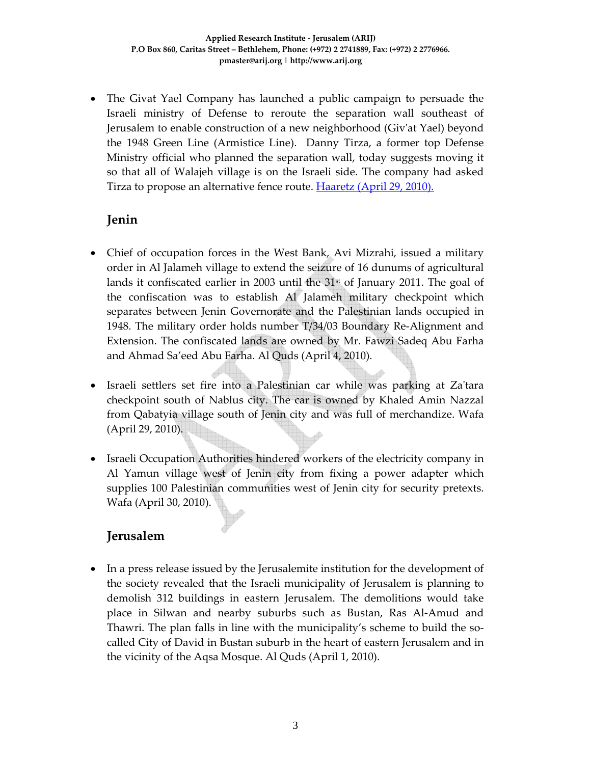- The Givat Yael Company has launched a public campaign to persuade the Israeli ministry of Defense to reroute the separation wall southeast of Jerusalem to enable construction of a new neighborhood (Giv'at Yael) beyond the 1948 Green Line (Armistice Line). Danny Tirza, a former top Defense Ministry official who planned the separation wall, today suggests moving it so that all of Walajeh village is on the Israeli side. The company had asked Tirza to propose an alternative fence route. Haaretz (April 29, 2010).

## Jenin

- Chief of occupation forces in the West Bank, Avi Mizrahi, issued a military order in Al Jalameh village to extend the seizure of 16 dunums of agricultural lands it confiscated earlier in 2003 until the 31st of January 2011. The goal of the confiscation was to establish Al Jalameh military checkpoint which separates between Jenin Governorate and the Palestinian lands occupied in 1948. The military order holds number T/34/03 Boundary Re-Alignment and Extension. The confiscated lands are owned by Mr. Fawzi Sadeq Abu Farha and Ahmad Sa'eed Abu Farha. Al Quds (April 4, 2010).

- Israeli settlers set fire into a Palestinian car while was parking at Za'tara checkpoint south of Nablus city. The car is owned by Khaled Amin Nazzal from Qabatyia village south of Jenin city and was full of merchandize. Wafa (April 29, 2010).

- Israeli Occupation Authorities hindered workers of the electricity company in Al Yamun village west of Jenin city from fixing a power adapter which supplies 100 Palestinian communities west of Jenin city for security pretexts. Wafa (April 30, 2010).

## Jerusalem

- In a press release issued by the Jerusalemite institution for the development of the society revealed that the Israeli municipality of Jerusalem is planning to demolish 312 buildings in eastern Jerusalem. The demolitions would take place in Silwan and nearby suburbs such as Bustan, Ras Al-Amud and Thawri. The plan falls in line with the municipality's scheme to build the so-called City of David in Bustan suburb in the heart of eastern Jerusalem and in the vicinity of the Aqsa Mosque. Al Quds (April 1, 2010).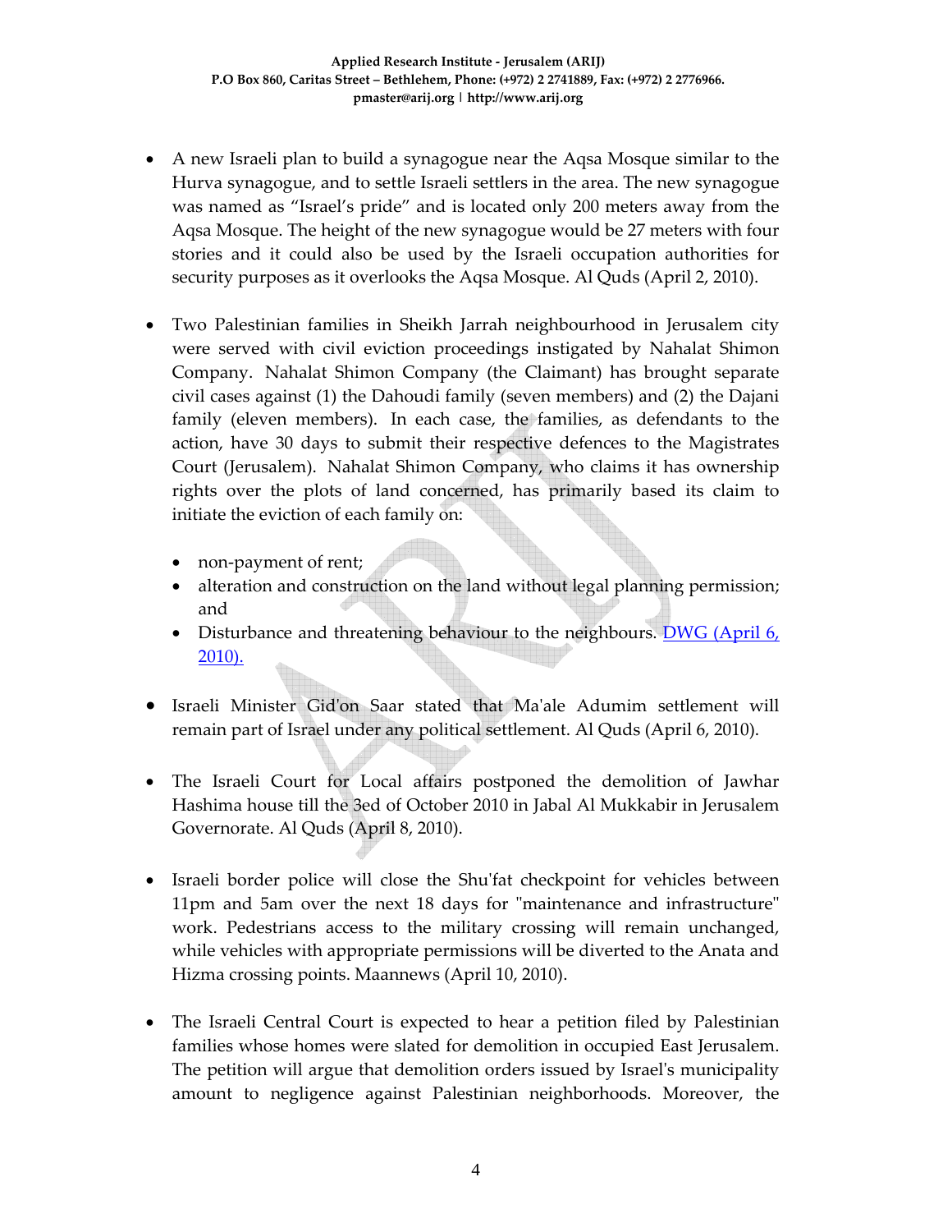- A new Israeli plan to build a synagogue near the Aqsa Mosque similar to the Hurva synagogue, and to settle Israeli settlers in the area. The new synagogue was named as "Israel's pride" and is located only 200 meters away from the Aqsa Mosque. The height of the new synagogue would be 27 meters with four stories and it could also be used by the Israeli occupation authorities for security purposes as it overlooks the Aqsa Mosque. Al Quds (April 2, 2010).

- Two Palestinian families in Sheikh Jarrah neighbourhood in Jerusalem city were served with civil eviction proceedings instigated by Nahalat Shimon Company. Nahalat Shimon Company (the Claimant) has brought separate civil cases against (1) the Dahoudi family (seven members) and (2) the Dajani family (eleven members). In each case, the families, as defendants to the action, have 30 days to submit their respective defences to the Magistrates Court (Jerusalem). Nahalat Shimon Company, who claims it has ownership rights over the plots of land concerned, has primarily based its claim to initiate the eviction of each family on:
  - non-payment of rent;
  - alteration and construction on the land without legal planning permission; and
  - Disturbance and threatening behaviour to the neighbours. DWG (April 6, 2010).

- Israeli Minister Gid'on Saar stated that Ma'ale Adumim settlement will remain part of Israel under any political settlement. Al Quds (April 6, 2010).

- The Israeli Court for Local affairs postponed the demolition of Jawhar Hashima house till the 3ed of October 2010 in Jabal Al Mukkabir in Jerusalem Governorate. Al Quds (April 8, 2010).

- Israeli border police will close the Shu'fat checkpoint for vehicles between 11pm and 5am over the next 18 days for "maintenance and infrastructure" work. Pedestrians access to the military crossing will remain unchanged, while vehicles with appropriate permissions will be diverted to the Anata and Hizma crossing points. Maannews (April 10, 2010).

- The Israeli Central Court is expected to hear a petition filed by Palestinian families whose homes were slated for demolition in occupied East Jerusalem. The petition will argue that demolition orders issued by Israel's municipality amount to negligence against Palestinian neighborhoods. Moreover, the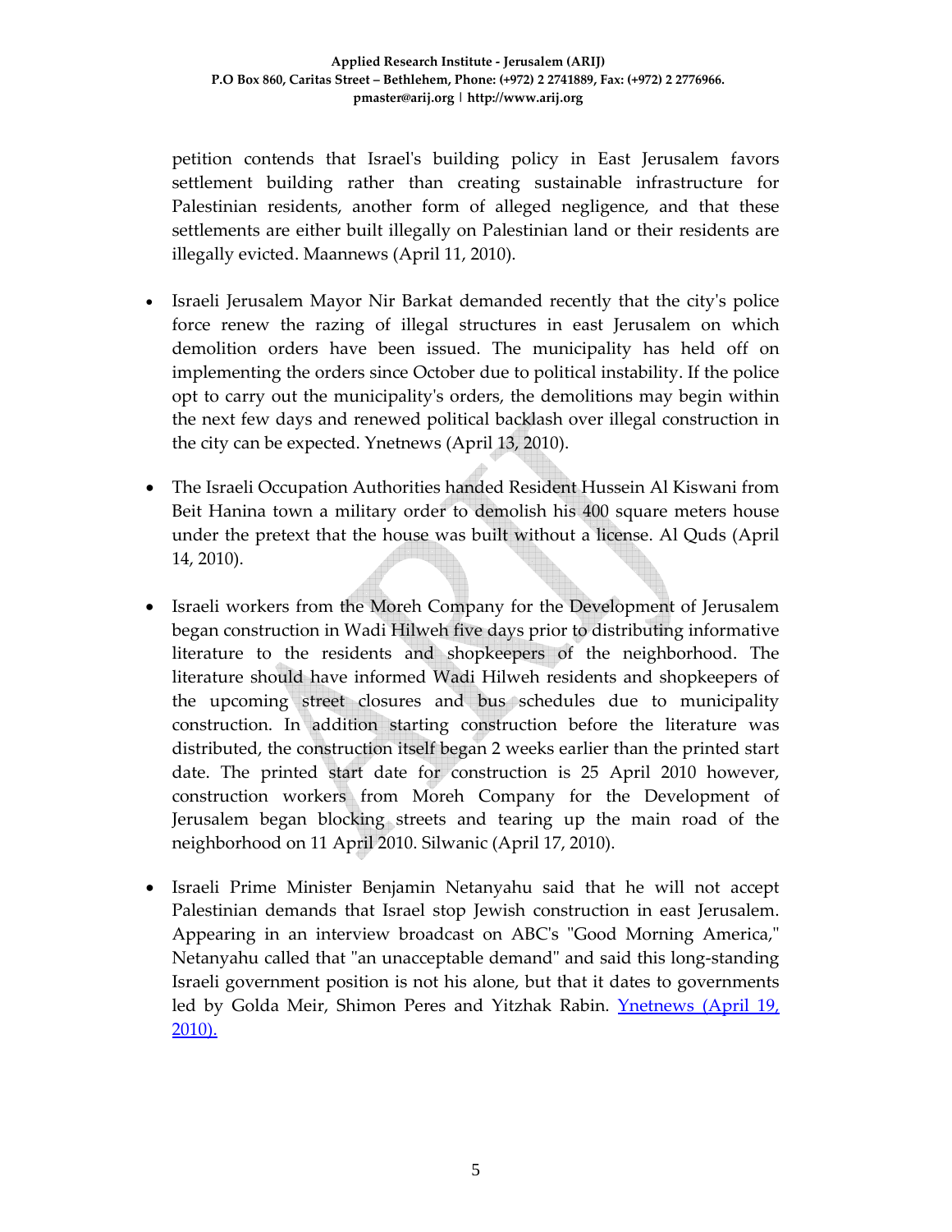petition contends that Israel's building policy in East Jerusalem favors settlement building rather than creating sustainable infrastructure for Palestinian residents, another form of alleged negligence, and that these settlements are either built illegally on Palestinian land or their residents are illegally evicted. Maannews (April 11, 2010).

- Israeli Jerusalem Mayor Nir Barkat demanded recently that the city's police force renew the razing of illegal structures in east Jerusalem on which demolition orders have been issued. The municipality has held off on implementing the orders since October due to political instability. If the police opt to carry out the municipality's orders, the demolitions may begin within the next few days and renewed political backlash over illegal construction in the city can be expected. Ynetnews (April 13, 2010).

- The Israeli Occupation Authorities handed Resident Hussein Al Kiswani from Beit Hanina town a military order to demolish his 400 square meters house under the pretext that the house was built without a license. Al Quds (April 14, 2010).

- Israeli workers from the Moreh Company for the Development of Jerusalem began construction in Wadi Hilweh five days prior to distributing informative literature to the residents and shopkeepers of the neighborhood. The literature should have informed Wadi Hilweh residents and shopkeepers of the upcoming street closures and bus schedules due to municipality construction. In addition starting construction before the literature was distributed, the construction itself began 2 weeks earlier than the printed start date. The printed start date for construction is 25 April 2010 however, construction workers from Moreh Company for the Development of Jerusalem began blocking streets and tearing up the main road of the neighborhood on 11 April 2010. Silwanic (April 17, 2010).

- Israeli Prime Minister Benjamin Netanyahu said that he will not accept Palestinian demands that Israel stop Jewish construction in east Jerusalem. Appearing in an interview broadcast on ABC's "Good Morning America," Netanyahu called that "an unacceptable demand" and said this long-standing Israeli government position is not his alone, but that it dates to governments led by Golda Meir, Shimon Peres and Yitzhak Rabin. Ynetnews (April 19, 2010).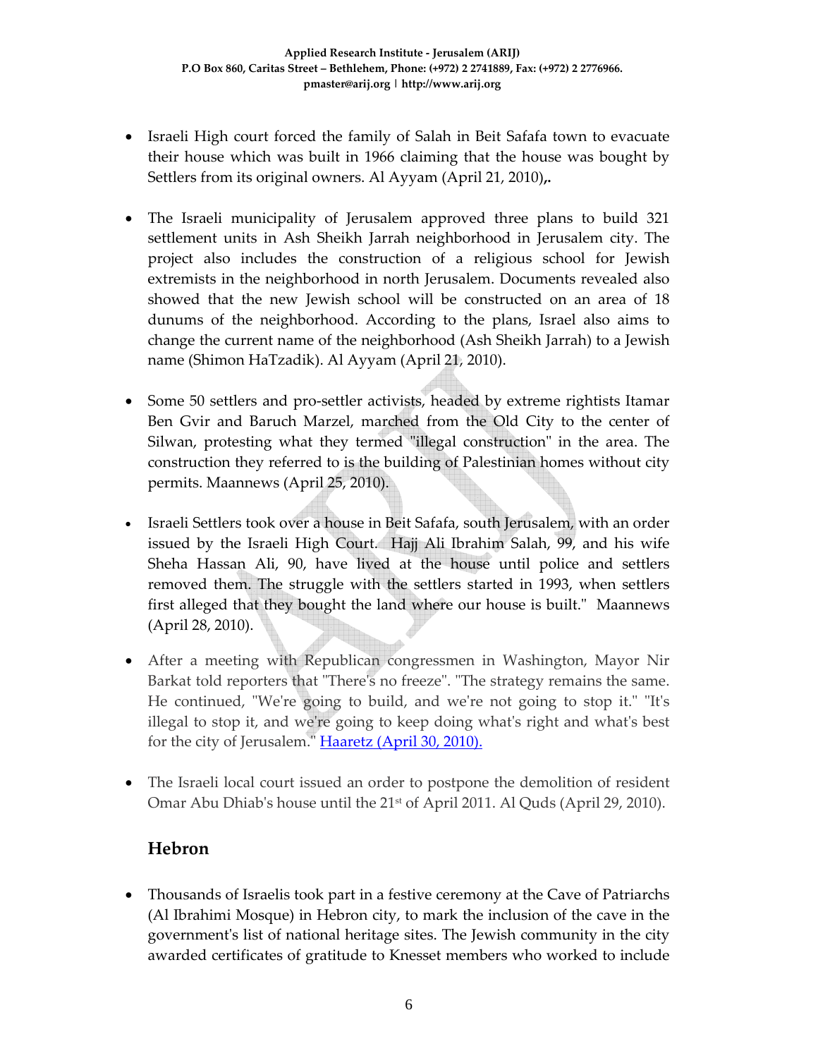- Israeli High court forced the family of Salah in Beit Safafa town to evacuate their house which was built in 1966 claiming that the house was bought by Settlers from its original owners. Al Ayyam (April 21, 2010)**,.**

- The Israeli municipality of Jerusalem approved three plans to build 321 settlement units in Ash Sheikh Jarrah neighborhood in Jerusalem city. The project also includes the construction of a religious school for Jewish extremists in the neighborhood in north Jerusalem. Documents revealed also showed that the new Jewish school will be constructed on an area of 18 dunums of the neighborhood. According to the plans, Israel also aims to change the current name of the neighborhood (Ash Sheikh Jarrah) to a Jewish name (Shimon HaTzadik). Al Ayyam (April 21, 2010).

- Some 50 settlers and pro-settler activists, headed by extreme rightists Itamar Ben Gvir and Baruch Marzel, marched from the Old City to the center of Silwan, protesting what they termed "illegal construction" in the area. The construction they referred to is the building of Palestinian homes without city permits. Maannews (April 25, 2010).

- Israeli Settlers took over a house in Beit Safafa, south Jerusalem, with an order issued by the Israeli High Court. Hajj Ali Ibrahim Salah, 99, and his wife Sheha Hassan Ali, 90, have lived at the house until police and settlers removed them. The struggle with the settlers started in 1993, when settlers first alleged that they bought the land where our house is built." Maannews (April 28, 2010).

- After a meeting with Republican congressmen in Washington, Mayor Nir Barkat told reporters that "There's no freeze". "The strategy remains the same. He continued, "We're going to build, and we're not going to stop it." "It's illegal to stop it, and we're going to keep doing what's right and what's best for the city of Jerusalem." Haaretz (April 30, 2010).

- The Israeli local court issued an order to postpone the demolition of resident Omar Abu Dhiab's house until the 21st of April 2011. Al Quds (April 29, 2010).

## Hebron

- Thousands of Israelis took part in a festive ceremony at the Cave of Patriarchs (Al Ibrahimi Mosque) in Hebron city, to mark the inclusion of the cave in the government's list of national heritage sites. The Jewish community in the city awarded certificates of gratitude to Knesset members who worked to include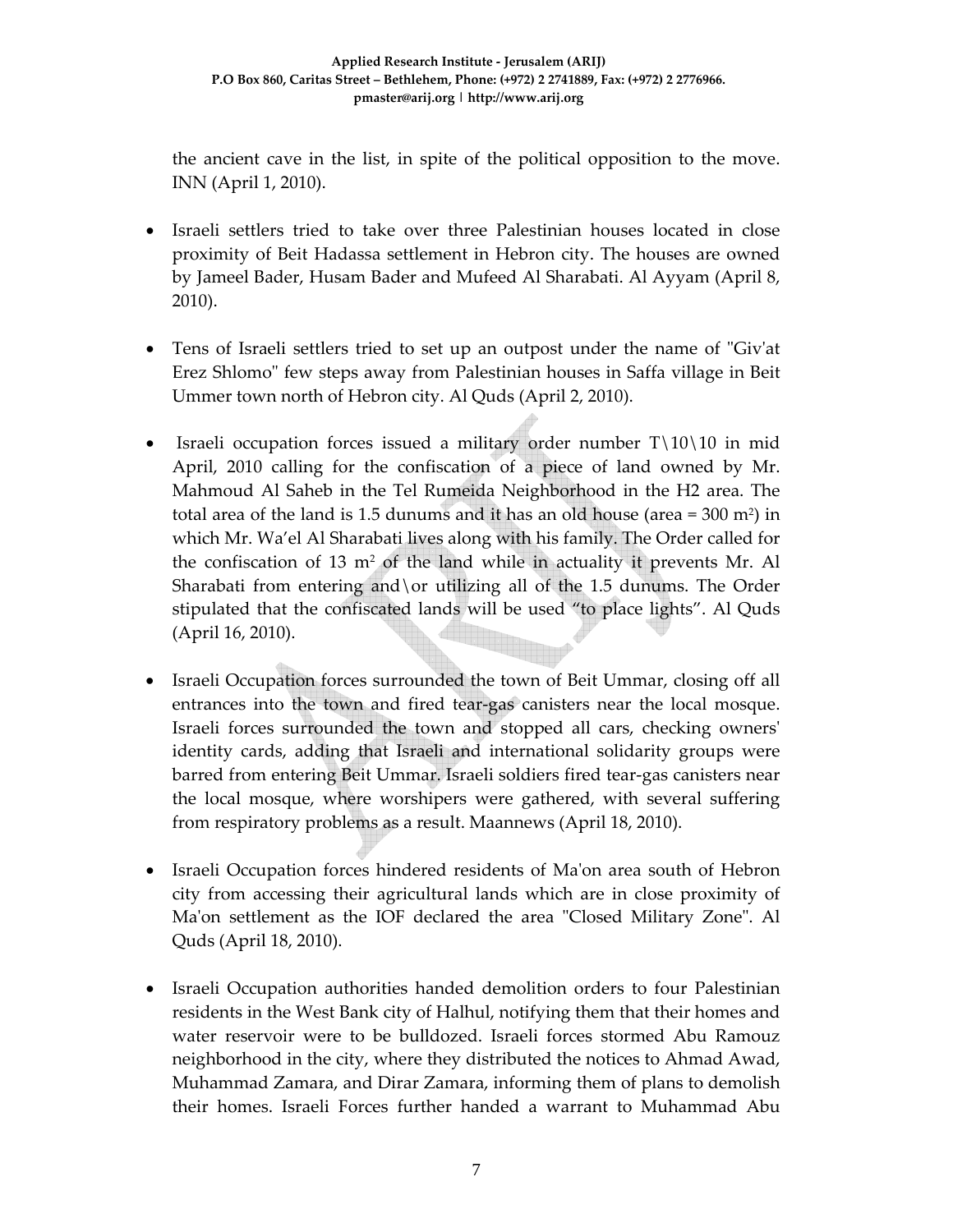the ancient cave in the list, in spite of the political opposition to the move. INN (April 1, 2010).

- Israeli settlers tried to take over three Palestinian houses located in close proximity of Beit Hadassa settlement in Hebron city. The houses are owned by Jameel Bader, Husam Bader and Mufeed Al Sharabati. Al Ayyam (April 8, 2010).

- Tens of Israeli settlers tried to set up an outpost under the name of "Giv'at Erez Shlomo" few steps away from Palestinian houses in Saffa village in Beit Ummer town north of Hebron city. Al Quds (April 2, 2010).

- Israeli occupation forces issued a military order number T\10\10 in mid April, 2010 calling for the confiscation of a piece of land owned by Mr. Mahmoud Al Saheb in the Tel Rumeida Neighborhood in the H2 area. The total area of the land is 1.5 dunums and it has an old house (area = 300 $m^2$) in which Mr. Wa'el Al Sharabati lives along with his family. The Order called for the confiscation of 13 $m^2$ of the land while in actuality it prevents Mr. Al Sharabati from entering and\or utilizing all of the 1.5 dunums. The Order stipulated that the confiscated lands will be used "to place lights". Al Quds (April 16, 2010).

- Israeli Occupation forces surrounded the town of Beit Ummar, closing off all entrances into the town and fired tear-gas canisters near the local mosque. Israeli forces surrounded the town and stopped all cars, checking owners' identity cards, adding that Israeli and international solidarity groups were barred from entering Beit Ummar. Israeli soldiers fired tear-gas canisters near the local mosque, where worshipers were gathered, with several suffering from respiratory problems as a result. Maannews (April 18, 2010).

- Israeli Occupation forces hindered residents of Ma'on area south of Hebron city from accessing their agricultural lands which are in close proximity of Ma'on settlement as the IOF declared the area "Closed Military Zone". Al Quds (April 18, 2010).

- Israeli Occupation authorities handed demolition orders to four Palestinian residents in the West Bank city of Halhul, notifying them that their homes and water reservoir were to be bulldozed. Israeli forces stormed Abu Ramouz neighborhood in the city, where they distributed the notices to Ahmad Awad, Muhammad Zamara, and Dirar Zamara, informing them of plans to demolish their homes. Israeli Forces further handed a warrant to Muhammad Abu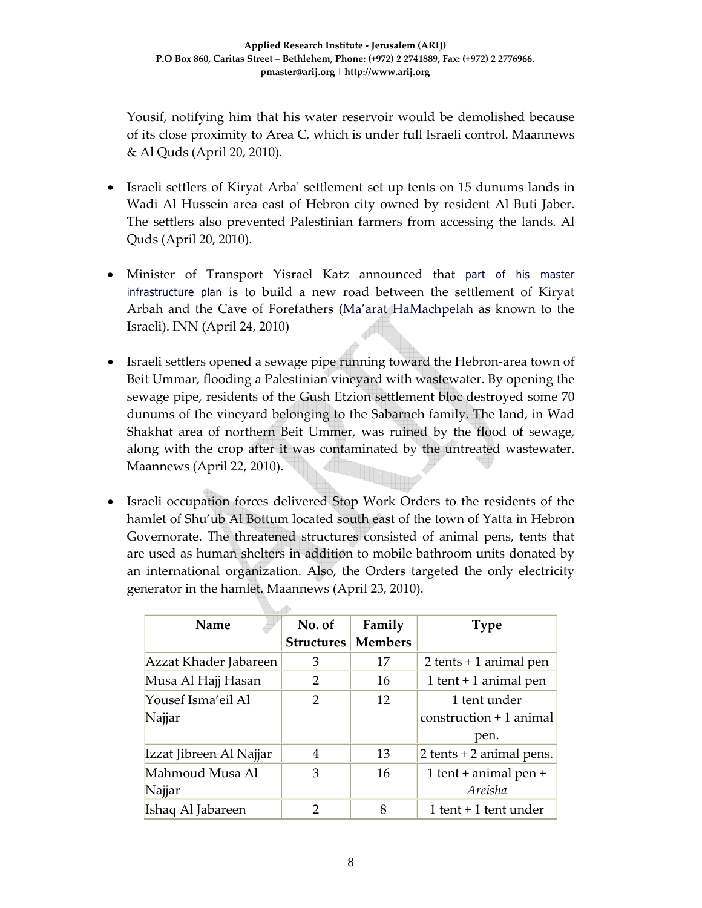Yousif, notifying him that his water reservoir would be demolished because of its close proximity to Area C, which is under full Israeli control. Maannews & Al Quds (April 20, 2010).

- Israeli settlers of Kiryat Arba' settlement set up tents on 15 dunums lands in Wadi Al Hussein area east of Hebron city owned by resident Al Buti Jaber. The settlers also prevented Palestinian farmers from accessing the lands. Al Quds (April 20, 2010).

- Minister of Transport Yisrael Katz announced that part of his master infrastructure plan is to build a new road between the settlement of Kiryat Arbah and the Cave of Forefathers (Ma'arat HaMachpelah as known to the Israeli). INN (April 24, 2010)

- Israeli settlers opened a sewage pipe running toward the Hebron-area town of Beit Ummar, flooding a Palestinian vineyard with wastewater. By opening the sewage pipe, residents of the Gush Etzion settlement bloc destroyed some 70 dunums of the vineyard belonging to the Sabarneh family. The land, in Wad Shakhat area of northern Beit Ummer, was ruined by the flood of sewage, along with the crop after it was contaminated by the untreated wastewater. Maannews (April 22, 2010).

- Israeli occupation forces delivered Stop Work Orders to the residents of the hamlet of Shu'ub Al Bottum located south east of the town of Yatta in Hebron Governorate. The threatened structures consisted of animal pens, tents that are used as human shelters in addition to mobile bathroom units donated by an international organization. Also, the Orders targeted the only electricity generator in the hamlet. Maannews (April 23, 2010).

| Name | No. of Structures | Family Members | Type |
|---|---|---|---|
| Azzat Khader Jabareen | 3 | 17 | 2 tents + 1 animal pen |
| Musa Al Hajj Hasan | 2 | 16 | 1 tent + 1 animal pen |
| Yousef Isma'eil Al Najjar | 2 | 12 | 1 tent under construction + 1 animal pen. |
| Izzat Jibreen Al Najjar | 4 | 13 | 2 tents + 2 animal pens. |
| Mahmoud Musa Al Najjar | 3 | 16 | 1 tent + animal pen + *Areisha* |
| Ishaq Al Jabareen | 2 | 8 | 1 tent + 1 tent under |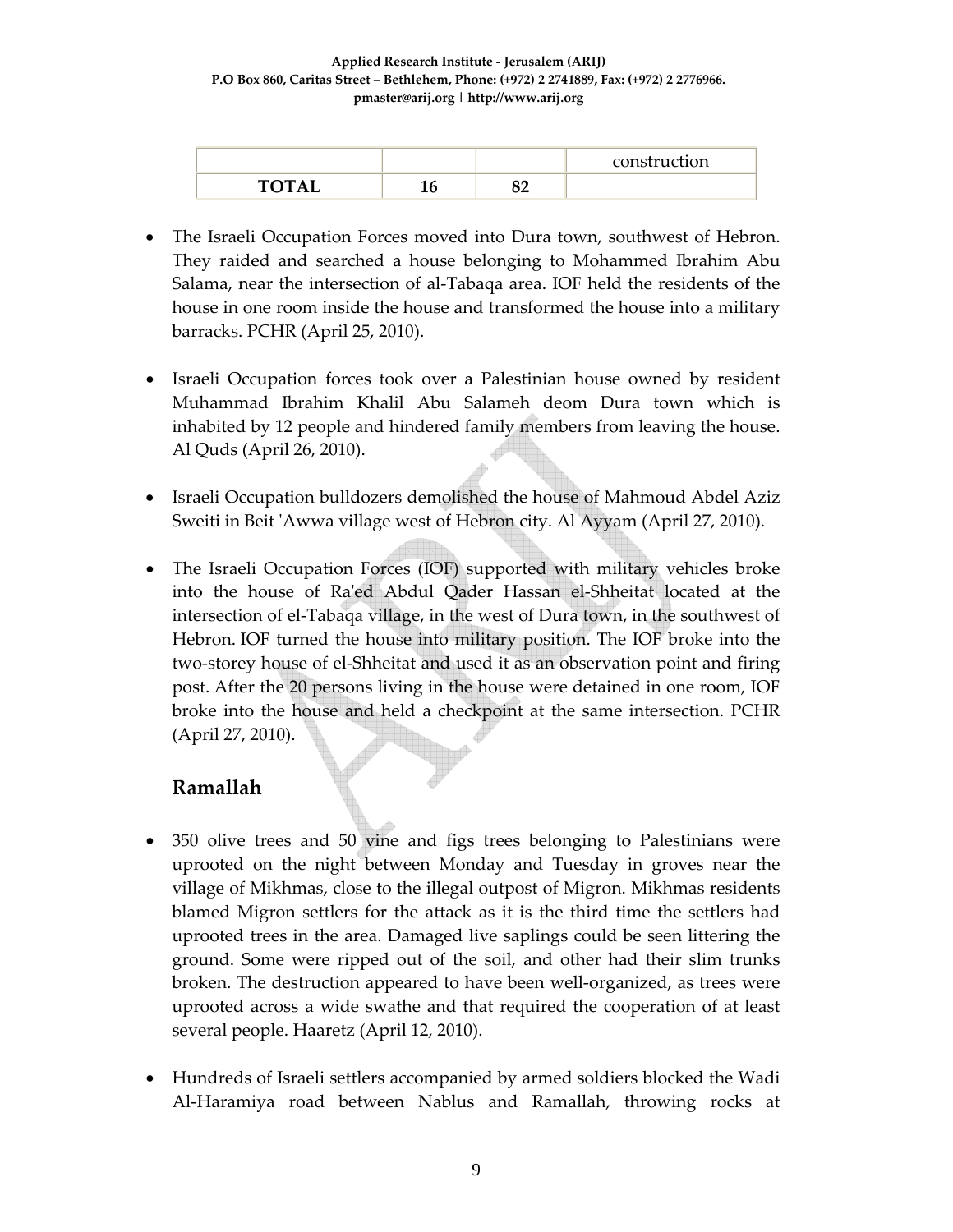| | | | construction |
|---|---|---|---|
| **TOTAL** | **16** | **82** | |

- The Israeli Occupation Forces moved into Dura town, southwest of Hebron. They raided and searched a house belonging to Mohammed Ibrahim Abu Salama, near the intersection of al-Tabaqa area. IOF held the residents of the house in one room inside the house and transformed the house into a military barracks. PCHR (April 25, 2010).

- Israeli Occupation forces took over a Palestinian house owned by resident Muhammad Ibrahim Khalil Abu Salameh deom Dura town which is inhabited by 12 people and hindered family members from leaving the house. Al Quds (April 26, 2010).

- Israeli Occupation bulldozers demolished the house of Mahmoud Abdel Aziz Sweiti in Beit 'Awwa village west of Hebron city. Al Ayyam (April 27, 2010).

- The Israeli Occupation Forces (IOF) supported with military vehicles broke into the house of Ra'ed Abdul Qader Hassan el-Shheitat located at the intersection of el-Tabaqa village, in the west of Dura town, in the southwest of Hebron. IOF turned the house into military position. The IOF broke into the two-storey house of el-Shheitat and used it as an observation point and firing post. After the 20 persons living in the house were detained in one room, IOF broke into the house and held a checkpoint at the same intersection. PCHR (April 27, 2010).

## Ramallah

- 350 olive trees and 50 vine and figs trees belonging to Palestinians were uprooted on the night between Monday and Tuesday in groves near the village of Mikhmas, close to the illegal outpost of Migron. Mikhmas residents blamed Migron settlers for the attack as it is the third time the settlers had uprooted trees in the area. Damaged live saplings could be seen littering the ground. Some were ripped out of the soil, and other had their slim trunks broken. The destruction appeared to have been well-organized, as trees were uprooted across a wide swathe and that required the cooperation of at least several people. Haaretz (April 12, 2010).

- Hundreds of Israeli settlers accompanied by armed soldiers blocked the Wadi Al-Haramiya road between Nablus and Ramallah, throwing rocks at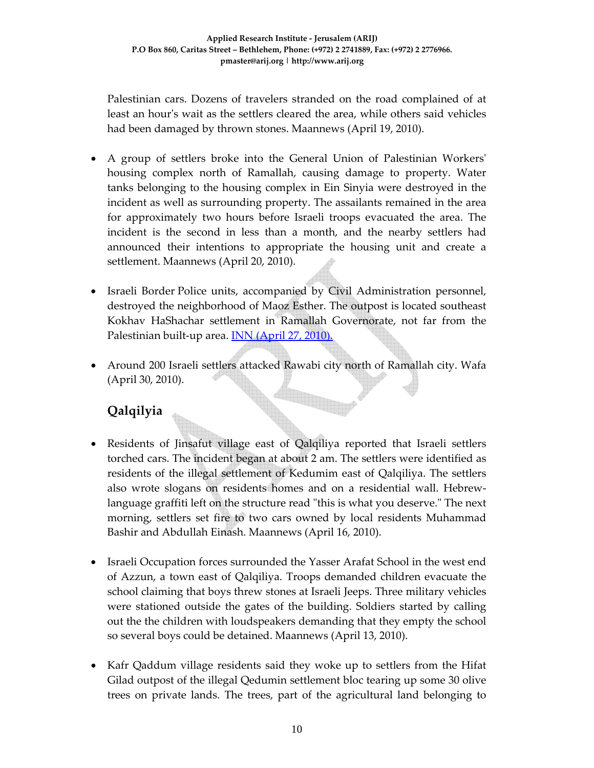Palestinian cars. Dozens of travelers stranded on the road complained of at least an hour's wait as the settlers cleared the area, while others said vehicles had been damaged by thrown stones. Maannews (April 19, 2010).

- A group of settlers broke into the General Union of Palestinian Workers' housing complex north of Ramallah, causing damage to property. Water tanks belonging to the housing complex in Ein Sinyia were destroyed in the incident as well as surrounding property. The assailants remained in the area for approximately two hours before Israeli troops evacuated the area. The incident is the second in less than a month, and the nearby settlers had announced their intentions to appropriate the housing unit and create a settlement. Maannews (April 20, 2010).

- Israeli Border Police units, accompanied by Civil Administration personnel, destroyed the neighborhood of Maoz Esther. The outpost is located southeast Kokhav HaShachar settlement in Ramallah Governorate, not far from the Palestinian built-up area. INN (April 27, 2010).

- Around 200 Israeli settlers attacked Rawabi city north of Ramallah city. Wafa (April 30, 2010).

## Qalqilyia

- Residents of Jinsafut village east of Qalqiliya reported that Israeli settlers torched cars. The incident began at about 2 am. The settlers were identified as residents of the illegal settlement of Kedumim east of Qalqiliya. The settlers also wrote slogans on residents homes and on a residential wall. Hebrew-language graffiti left on the structure read "this is what you deserve." The next morning, settlers set fire to two cars owned by local residents Muhammad Bashir and Abdullah Einash. Maannews (April 16, 2010).

- Israeli Occupation forces surrounded the Yasser Arafat School in the west end of Azzun, a town east of Qalqiliya. Troops demanded children evacuate the school claiming that boys threw stones at Israeli Jeeps. Three military vehicles were stationed outside the gates of the building. Soldiers started by calling out the the children with loudspeakers demanding that they empty the school so several boys could be detained. Maannews (April 13, 2010).

- Kafr Qaddum village residents said they woke up to settlers from the Hifat Gilad outpost of the illegal Qedumin settlement bloc tearing up some 30 olive trees on private lands. The trees, part of the agricultural land belonging to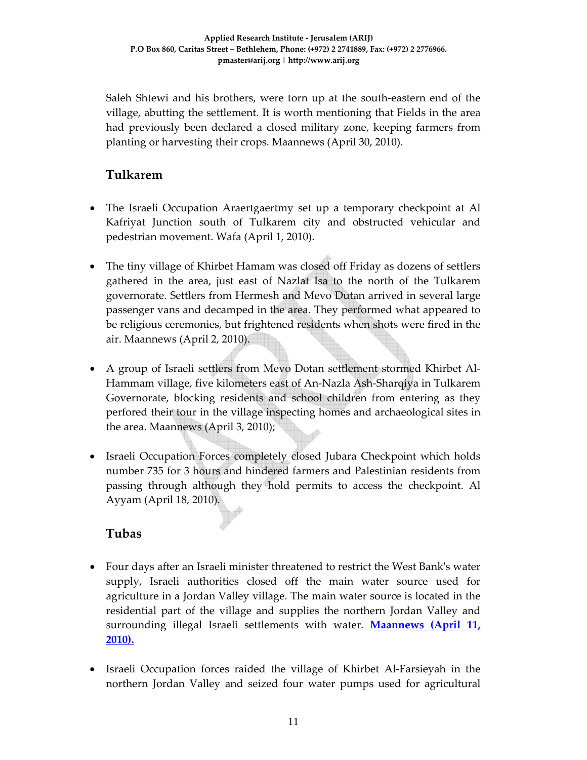Saleh Shtewi and his brothers, were torn up at the south-eastern end of the village, abutting the settlement. It is worth mentioning that Fields in the area had previously been declared a closed military zone, keeping farmers from planting or harvesting their crops. Maannews (April 30, 2010).

## Tulkarem

- The Israeli Occupation Araertgaertmy set up a temporary checkpoint at Al Kafriyat Junction south of Tulkarem city and obstructed vehicular and pedestrian movement. Wafa (April 1, 2010).

- The tiny village of Khirbet Hamam was closed off Friday as dozens of settlers gathered in the area, just east of Nazlat Isa to the north of the Tulkarem governorate. Settlers from Hermesh and Mevo Dutan arrived in several large passenger vans and decamped in the area. They performed what appeared to be religious ceremonies, but frightened residents when shots were fired in the air. Maannews (April 2, 2010).

- A group of Israeli settlers from Mevo Dotan settlement stormed Khirbet Al-Hammam village, five kilometers east of An-Nazla Ash-Sharqiya in Tulkarem Governorate, blocking residents and school children from entering as they perfored their tour in the village inspecting homes and archaeological sites in the area. Maannews (April 3, 2010);

- Israeli Occupation Forces completely closed Jubara Checkpoint which holds number 735 for 3 hours and hindered farmers and Palestinian residents from passing through although they hold permits to access the checkpoint. Al Ayyam (April 18, 2010).

## Tubas

- Four days after an Israeli minister threatened to restrict the West Bank's water supply, Israeli authorities closed off the main water source used for agriculture in a Jordan Valley village. The main water source is located in the residential part of the village and supplies the northern Jordan Valley and surrounding illegal Israeli settlements with water. **Maannews (April 11, 2010).**

- Israeli Occupation forces raided the village of Khirbet Al-Farsieyah in the northern Jordan Valley and seized four water pumps used for agricultural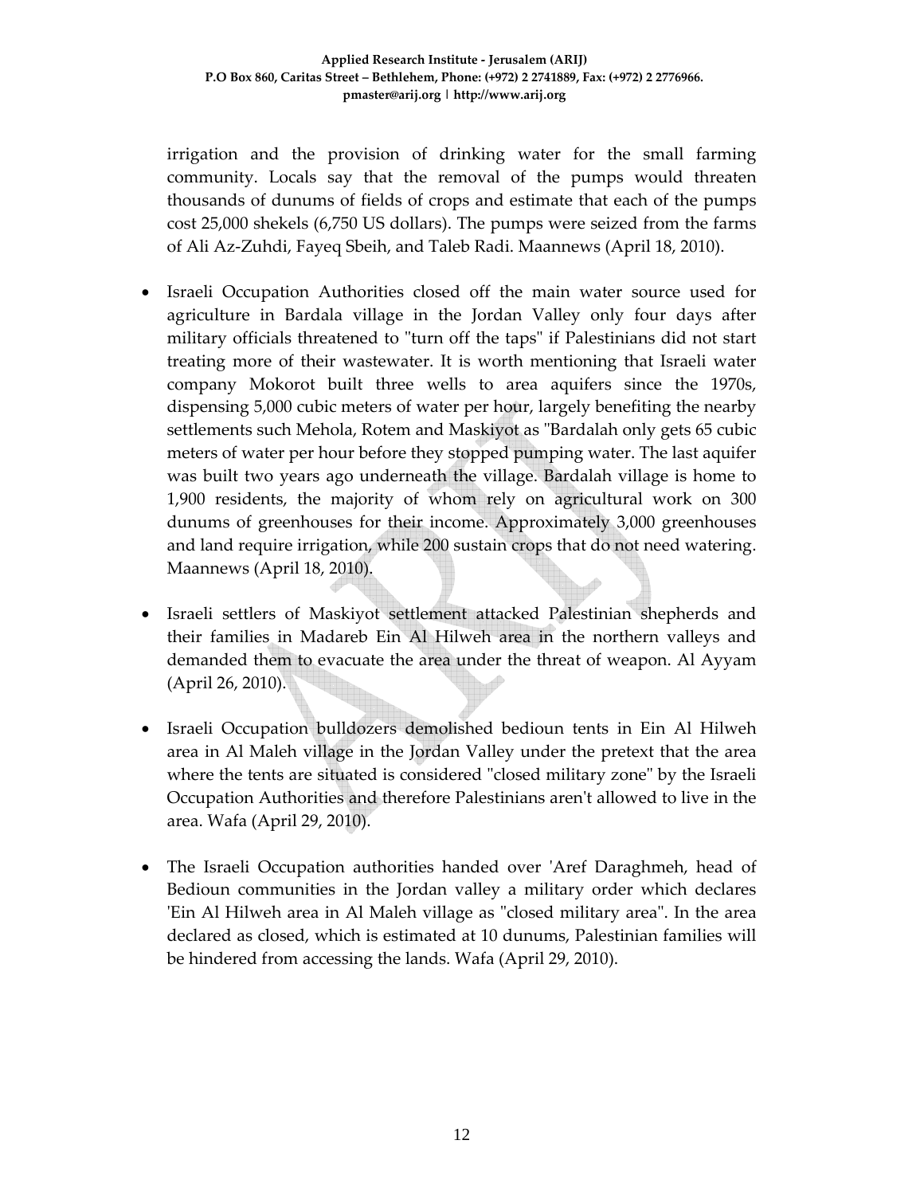irrigation and the provision of drinking water for the small farming community. Locals say that the removal of the pumps would threaten thousands of dunums of fields of crops and estimate that each of the pumps cost 25,000 shekels (6,750 US dollars). The pumps were seized from the farms of Ali Az-Zuhdi, Fayeq Sbeih, and Taleb Radi. Maannews (April 18, 2010).

- Israeli Occupation Authorities closed off the main water source used for agriculture in Bardala village in the Jordan Valley only four days after military officials threatened to "turn off the taps" if Palestinians did not start treating more of their wastewater. It is worth mentioning that Israeli water company Mokorot built three wells to area aquifers since the 1970s, dispensing 5,000 cubic meters of water per hour, largely benefiting the nearby settlements such Mehola, Rotem and Maskiyot as "Bardalah only gets 65 cubic meters of water per hour before they stopped pumping water. The last aquifer was built two years ago underneath the village. Bardalah village is home to 1,900 residents, the majority of whom rely on agricultural work on 300 dunums of greenhouses for their income. Approximately 3,000 greenhouses and land require irrigation, while 200 sustain crops that do not need watering. Maannews (April 18, 2010).

- Israeli settlers of Maskiyot settlement attacked Palestinian shepherds and their families in Madareb Ein Al Hilweh area in the northern valleys and demanded them to evacuate the area under the threat of weapon. Al Ayyam (April 26, 2010).

- Israeli Occupation bulldozers demolished bedioun tents in Ein Al Hilweh area in Al Maleh village in the Jordan Valley under the pretext that the area where the tents are situated is considered "closed military zone" by the Israeli Occupation Authorities and therefore Palestinians aren't allowed to live in the area. Wafa (April 29, 2010).

- The Israeli Occupation authorities handed over 'Aref Daraghmeh, head of Bedioun communities in the Jordan valley a military order which declares 'Ein Al Hilweh area in Al Maleh village as "closed military area". In the area declared as closed, which is estimated at 10 dunums, Palestinian families will be hindered from accessing the lands. Wafa (April 29, 2010).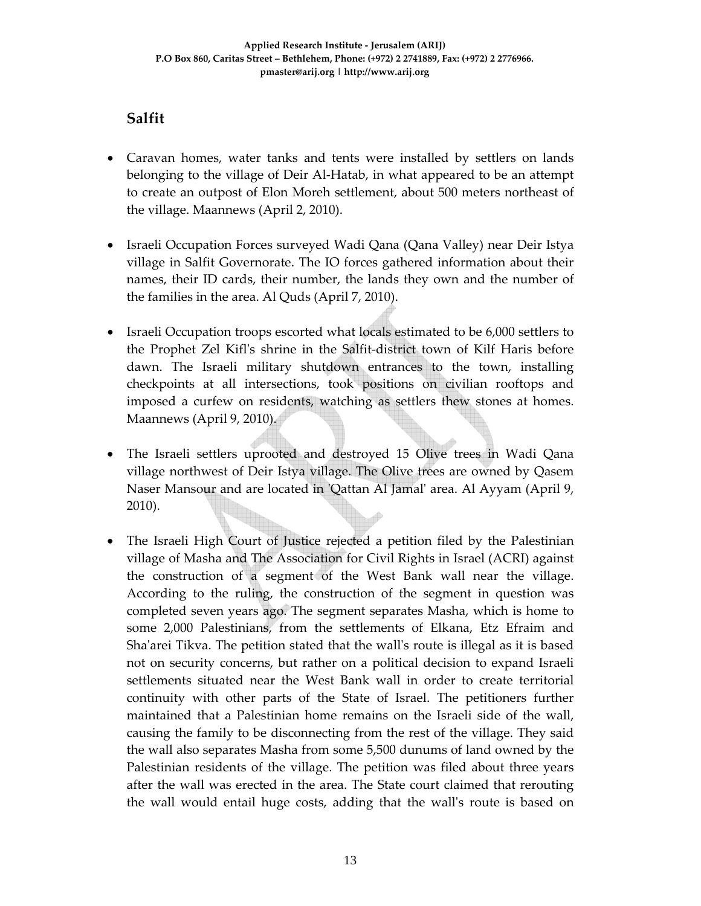## Salfit

- Caravan homes, water tanks and tents were installed by settlers on lands belonging to the village of Deir Al-Hatab, in what appeared to be an attempt to create an outpost of Elon Moreh settlement, about 500 meters northeast of the village. Maannews (April 2, 2010).

- Israeli Occupation Forces surveyed Wadi Qana (Qana Valley) near Deir Istya village in Salfit Governorate. The IO forces gathered information about their names, their ID cards, their number, the lands they own and the number of the families in the area. Al Quds (April 7, 2010).

- Israeli Occupation troops escorted what locals estimated to be 6,000 settlers to the Prophet Zel Kifl's shrine in the Salfit-district town of Kilf Haris before dawn. The Israeli military shutdown entrances to the town, installing checkpoints at all intersections, took positions on civilian rooftops and imposed a curfew on residents, watching as settlers thew stones at homes. Maannews (April 9, 2010).

- The Israeli settlers uprooted and destroyed 15 Olive trees in Wadi Qana village northwest of Deir Istya village. The Olive trees are owned by Qasem Naser Mansour and are located in 'Qattan Al Jamal' area. Al Ayyam (April 9, 2010).

- The Israeli High Court of Justice rejected a petition filed by the Palestinian village of Masha and The Association for Civil Rights in Israel (ACRI) against the construction of a segment of the West Bank wall near the village. According to the ruling, the construction of the segment in question was completed seven years ago. The segment separates Masha, which is home to some 2,000 Palestinians, from the settlements of Elkana, Etz Efraim and Sha'arei Tikva. The petition stated that the wall's route is illegal as it is based not on security concerns, but rather on a political decision to expand Israeli settlements situated near the West Bank wall in order to create territorial continuity with other parts of the State of Israel. The petitioners further maintained that a Palestinian home remains on the Israeli side of the wall, causing the family to be disconnecting from the rest of the village. They said the wall also separates Masha from some 5,500 dunums of land owned by the Palestinian residents of the village. The petition was filed about three years after the wall was erected in the area. The State court claimed that rerouting the wall would entail huge costs, adding that the wall's route is based on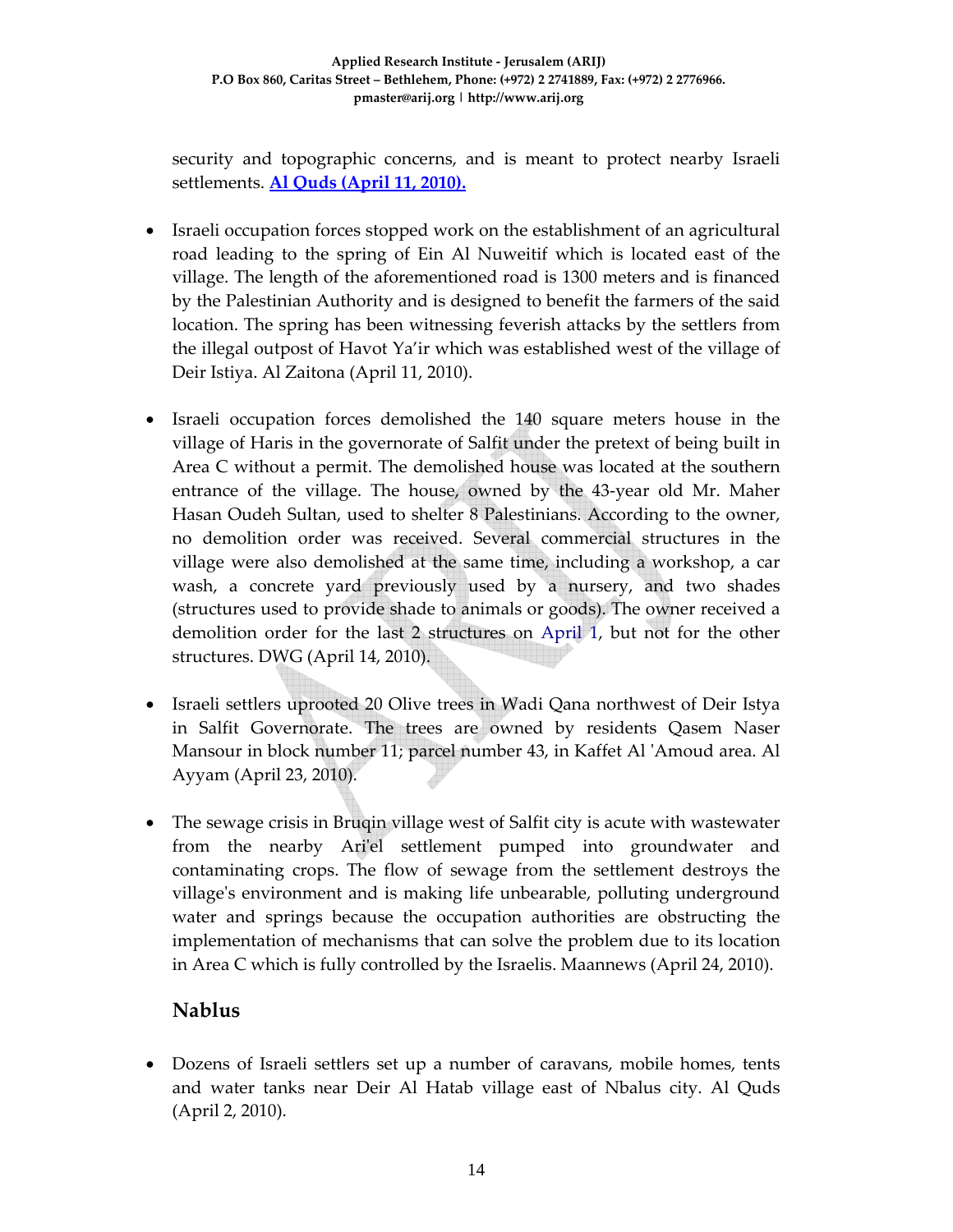security and topographic concerns, and is meant to protect nearby Israeli settlements. **Al Quds (April 11, 2010).**

- Israeli occupation forces stopped work on the establishment of an agricultural road leading to the spring of Ein Al Nuweitif which is located east of the village. The length of the aforementioned road is 1300 meters and is financed by the Palestinian Authority and is designed to benefit the farmers of the said location. The spring has been witnessing feverish attacks by the settlers from the illegal outpost of Havot Ya'ir which was established west of the village of Deir Istiya. Al Zaitona (April 11, 2010).

- Israeli occupation forces demolished the 140 square meters house in the village of Haris in the governorate of Salfit under the pretext of being built in Area C without a permit. The demolished house was located at the southern entrance of the village. The house, owned by the 43-year old Mr. Maher Hasan Oudeh Sultan, used to shelter 8 Palestinians. According to the owner, no demolition order was received. Several commercial structures in the village were also demolished at the same time, including a workshop, a car wash, a concrete yard previously used by a nursery, and two shades (structures used to provide shade to animals or goods). The owner received a demolition order for the last 2 structures on April 1, but not for the other structures. DWG (April 14, 2010).

- Israeli settlers uprooted 20 Olive trees in Wadi Qana northwest of Deir Istya in Salfit Governorate. The trees are owned by residents Qasem Naser Mansour in block number 11; parcel number 43, in Kaffet Al 'Amoud area. Al Ayyam (April 23, 2010).

- The sewage crisis in Bruqin village west of Salfit city is acute with wastewater from the nearby Ari'el settlement pumped into groundwater and contaminating crops. The flow of sewage from the settlement destroys the village's environment and is making life unbearable, polluting underground water and springs because the occupation authorities are obstructing the implementation of mechanisms that can solve the problem due to its location in Area C which is fully controlled by the Israelis. Maannews (April 24, 2010).

## Nablus

- Dozens of Israeli settlers set up a number of caravans, mobile homes, tents and water tanks near Deir Al Hatab village east of Nbalus city. Al Quds (April 2, 2010).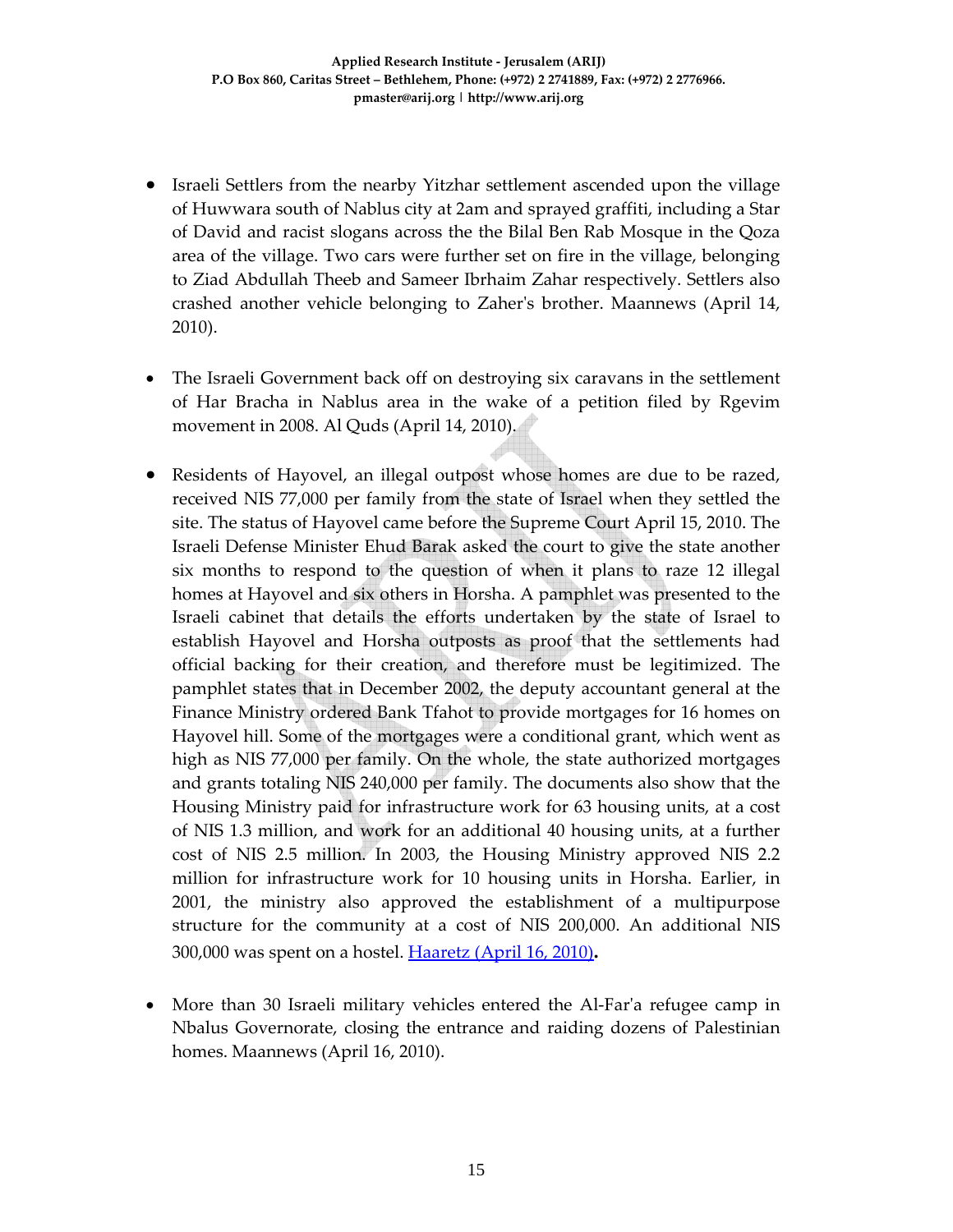- Israeli Settlers from the nearby Yitzhar settlement ascended upon the village of Huwwara south of Nablus city at 2am and sprayed graffiti, including a Star of David and racist slogans across the the Bilal Ben Rab Mosque in the Qoza area of the village. Two cars were further set on fire in the village, belonging to Ziad Abdullah Theeb and Sameer Ibrhaim Zahar respectively. Settlers also crashed another vehicle belonging to Zaher's brother. Maannews (April 14, 2010).

- The Israeli Government back off on destroying six caravans in the settlement of Har Bracha in Nablus area in the wake of a petition filed by Rgevim movement in 2008. Al Quds (April 14, 2010).

- Residents of Hayovel, an illegal outpost whose homes are due to be razed, received NIS 77,000 per family from the state of Israel when they settled the site. The status of Hayovel came before the Supreme Court April 15, 2010. The Israeli Defense Minister Ehud Barak asked the court to give the state another six months to respond to the question of when it plans to raze 12 illegal homes at Hayovel and six others in Horsha. A pamphlet was presented to the Israeli cabinet that details the efforts undertaken by the state of Israel to establish Hayovel and Horsha outposts as proof that the settlements had official backing for their creation, and therefore must be legitimized. The pamphlet states that in December 2002, the deputy accountant general at the Finance Ministry ordered Bank Tfahot to provide mortgages for 16 homes on Hayovel hill. Some of the mortgages were a conditional grant, which went as high as NIS 77,000 per family. On the whole, the state authorized mortgages and grants totaling NIS 240,000 per family. The documents also show that the Housing Ministry paid for infrastructure work for 63 housing units, at a cost of NIS 1.3 million, and work for an additional 40 housing units, at a further cost of NIS 2.5 million. In 2003, the Housing Ministry approved NIS 2.2 million for infrastructure work for 10 housing units in Horsha. Earlier, in 2001, the ministry also approved the establishment of a multipurpose structure for the community at a cost of NIS 200,000. An additional NIS 300,000 was spent on a hostel. Haaretz (April 16, 2010).

- More than 30 Israeli military vehicles entered the Al-Far'a refugee camp in Nbalus Governorate, closing the entrance and raiding dozens of Palestinian homes. Maannews (April 16, 2010).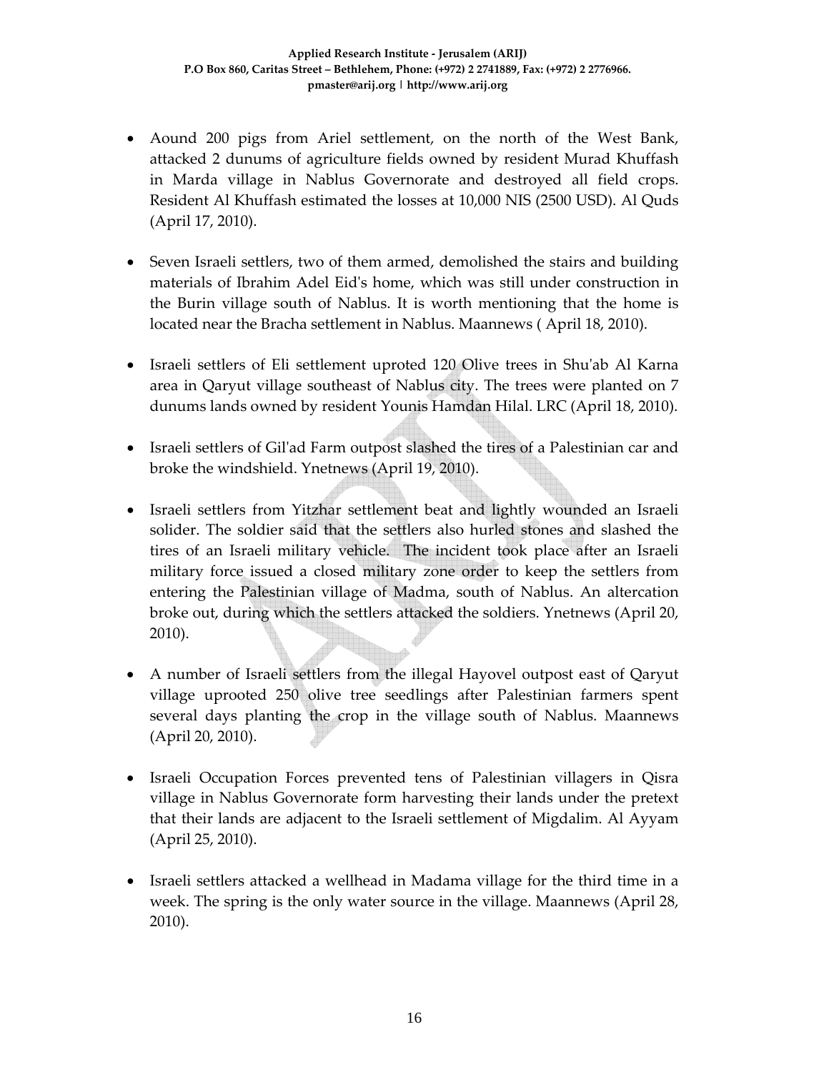- Aound 200 pigs from Ariel settlement, on the north of the West Bank, attacked 2 dunums of agriculture fields owned by resident Murad Khuffash in Marda village in Nablus Governorate and destroyed all field crops. Resident Al Khuffash estimated the losses at 10,000 NIS (2500 USD). Al Quds (April 17, 2010).

- Seven Israeli settlers, two of them armed, demolished the stairs and building materials of Ibrahim Adel Eid's home, which was still under construction in the Burin village south of Nablus. It is worth mentioning that the home is located near the Bracha settlement in Nablus. Maannews ( April 18, 2010).

- Israeli settlers of Eli settlement uproted 120 Olive trees in Shu'ab Al Karna area in Qaryut village southeast of Nablus city. The trees were planted on 7 dunums lands owned by resident Younis Hamdan Hilal. LRC (April 18, 2010).

- Israeli settlers of Gil'ad Farm outpost slashed the tires of a Palestinian car and broke the windshield. Ynetnews (April 19, 2010).

- Israeli settlers from Yitzhar settlement beat and lightly wounded an Israeli solider. The soldier said that the settlers also hurled stones and slashed the tires of an Israeli military vehicle. The incident took place after an Israeli military force issued a closed military zone order to keep the settlers from entering the Palestinian village of Madma, south of Nablus. An altercation broke out, during which the settlers attacked the soldiers. Ynetnews (April 20, 2010).

- A number of Israeli settlers from the illegal Hayovel outpost east of Qaryut village uprooted 250 olive tree seedlings after Palestinian farmers spent several days planting the crop in the village south of Nablus. Maannews (April 20, 2010).

- Israeli Occupation Forces prevented tens of Palestinian villagers in Qisra village in Nablus Governorate form harvesting their lands under the pretext that their lands are adjacent to the Israeli settlement of Migdalim. Al Ayyam (April 25, 2010).

- Israeli settlers attacked a wellhead in Madama village for the third time in a week. The spring is the only water source in the village. Maannews (April 28, 2010).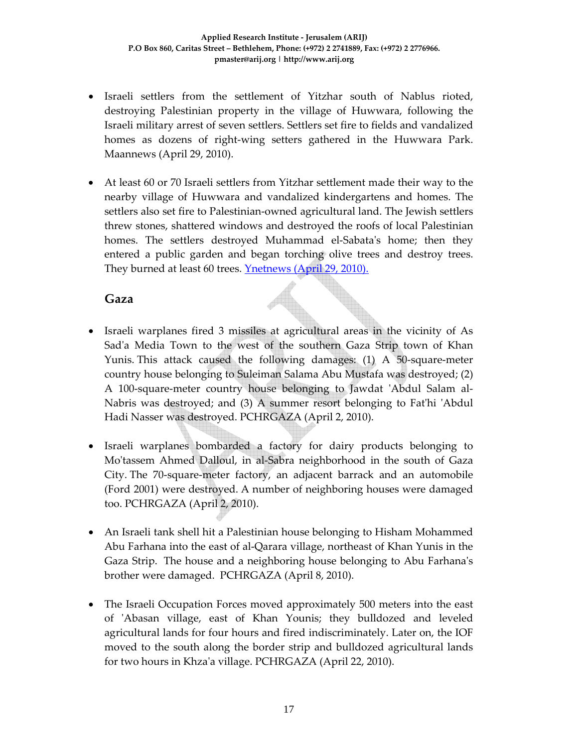- Israeli settlers from the settlement of Yitzhar south of Nablus rioted, destroying Palestinian property in the village of Huwwara, following the Israeli military arrest of seven settlers. Settlers set fire to fields and vandalized homes as dozens of right-wing setters gathered in the Huwwara Park. Maannews (April 29, 2010).

- At least 60 or 70 Israeli settlers from Yitzhar settlement made their way to the nearby village of Huwwara and vandalized kindergartens and homes. The settlers also set fire to Palestinian-owned agricultural land. The Jewish settlers threw stones, shattered windows and destroyed the roofs of local Palestinian homes. The settlers destroyed Muhammad el-Sabata's home; then they entered a public garden and began torching olive trees and destroy trees. They burned at least 60 trees. Ynetnews (April 29, 2010).

## Gaza

- Israeli warplanes fired 3 missiles at agricultural areas in the vicinity of As Sad'a Media Town to the west of the southern Gaza Strip town of Khan Yunis. This attack caused the following damages: (1) A 50-square-meter country house belonging to Suleiman Salama Abu Mustafa was destroyed; (2) A 100-square-meter country house belonging to Jawdat 'Abdul Salam al-Nabris was destroyed; and (3) A summer resort belonging to Fat'hi 'Abdul Hadi Nasser was destroyed. PCHRGAZA (April 2, 2010).

- Israeli warplanes bombarded a factory for dairy products belonging to Mo'tassem Ahmed Dalloul, in al-Sabra neighborhood in the south of Gaza City. The 70-square-meter factory, an adjacent barrack and an automobile (Ford 2001) were destroyed. A number of neighboring houses were damaged too. PCHRGAZA (April 2, 2010).

- An Israeli tank shell hit a Palestinian house belonging to Hisham Mohammed Abu Farhana into the east of al-Qarara village, northeast of Khan Yunis in the Gaza Strip. The house and a neighboring house belonging to Abu Farhana's brother were damaged. PCHRGAZA (April 8, 2010).

- The Israeli Occupation Forces moved approximately 500 meters into the east of 'Abasan village, east of Khan Younis; they bulldozed and leveled agricultural lands for four hours and fired indiscriminately. Later on, the IOF moved to the south along the border strip and bulldozed agricultural lands for two hours in Khza'a village. PCHRGAZA (April 22, 2010).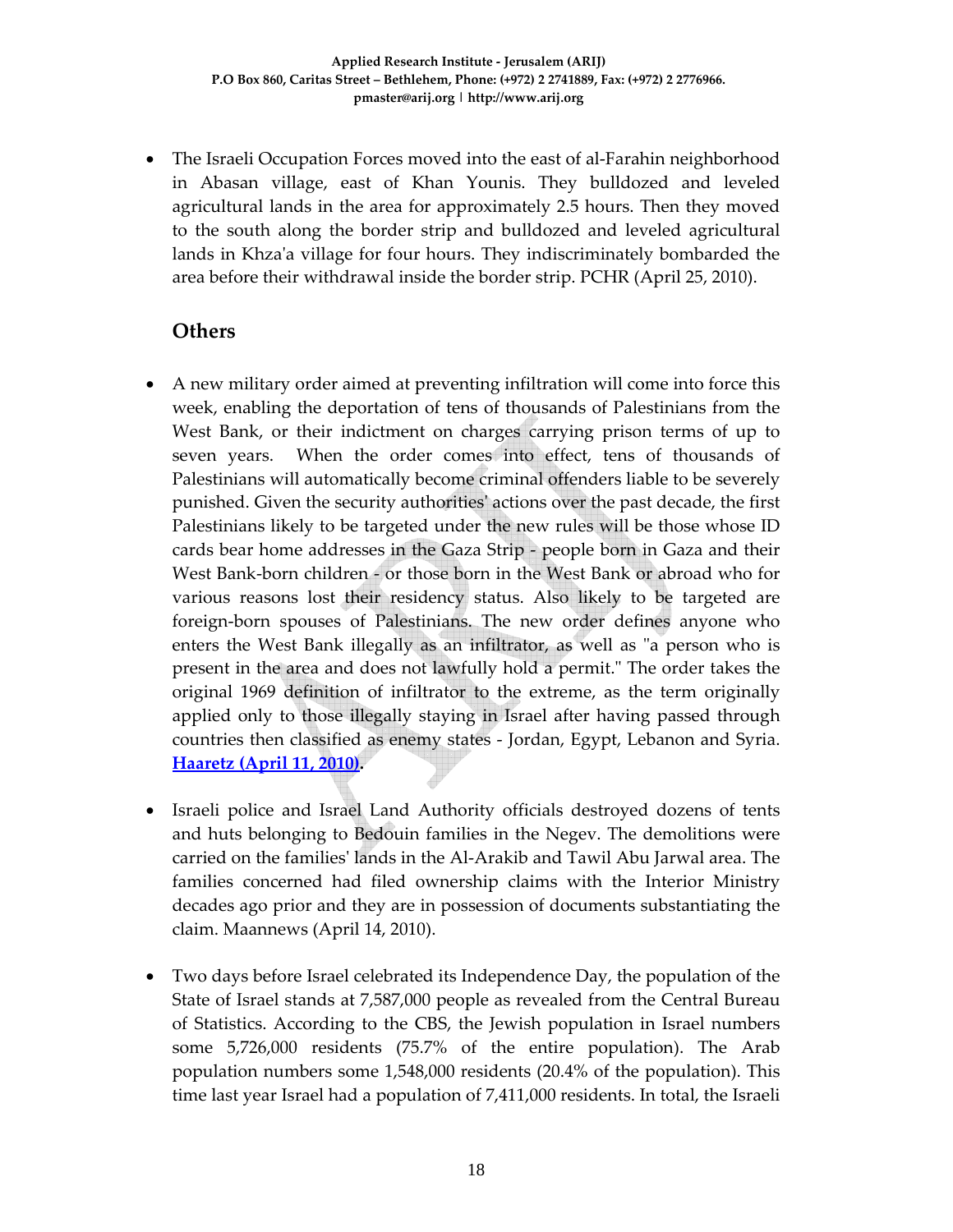- The Israeli Occupation Forces moved into the east of al-Farahin neighborhood in Abasan village, east of Khan Younis. They bulldozed and leveled agricultural lands in the area for approximately 2.5 hours. Then they moved to the south along the border strip and bulldozed and leveled agricultural lands in Khza'a village for four hours. They indiscriminately bombarded the area before their withdrawal inside the border strip. PCHR (April 25, 2010).

## Others

- A new military order aimed at preventing infiltration will come into force this week, enabling the deportation of tens of thousands of Palestinians from the West Bank, or their indictment on charges carrying prison terms of up to seven years. When the order comes into effect, tens of thousands of Palestinians will automatically become criminal offenders liable to be severely punished. Given the security authorities' actions over the past decade, the first Palestinians likely to be targeted under the new rules will be those whose ID cards bear home addresses in the Gaza Strip - people born in Gaza and their West Bank-born children - or those born in the West Bank or abroad who for various reasons lost their residency status. Also likely to be targeted are foreign-born spouses of Palestinians. The new order defines anyone who enters the West Bank illegally as an infiltrator, as well as "a person who is present in the area and does not lawfully hold a permit." The order takes the original 1969 definition of infiltrator to the extreme, as the term originally applied only to those illegally staying in Israel after having passed through countries then classified as enemy states - Jordan, Egypt, Lebanon and Syria. **Haaretz (April 11, 2010).**

- Israeli police and Israel Land Authority officials destroyed dozens of tents and huts belonging to Bedouin families in the Negev. The demolitions were carried on the families' lands in the Al-Arakib and Tawil Abu Jarwal area. The families concerned had filed ownership claims with the Interior Ministry decades ago prior and they are in possession of documents substantiating the claim. Maannews (April 14, 2010).

- Two days before Israel celebrated its Independence Day, the population of the State of Israel stands at 7,587,000 people as revealed from the Central Bureau of Statistics. According to the CBS, the Jewish population in Israel numbers some 5,726,000 residents (75.7% of the entire population). The Arab population numbers some 1,548,000 residents (20.4% of the population). This time last year Israel had a population of 7,411,000 residents. In total, the Israeli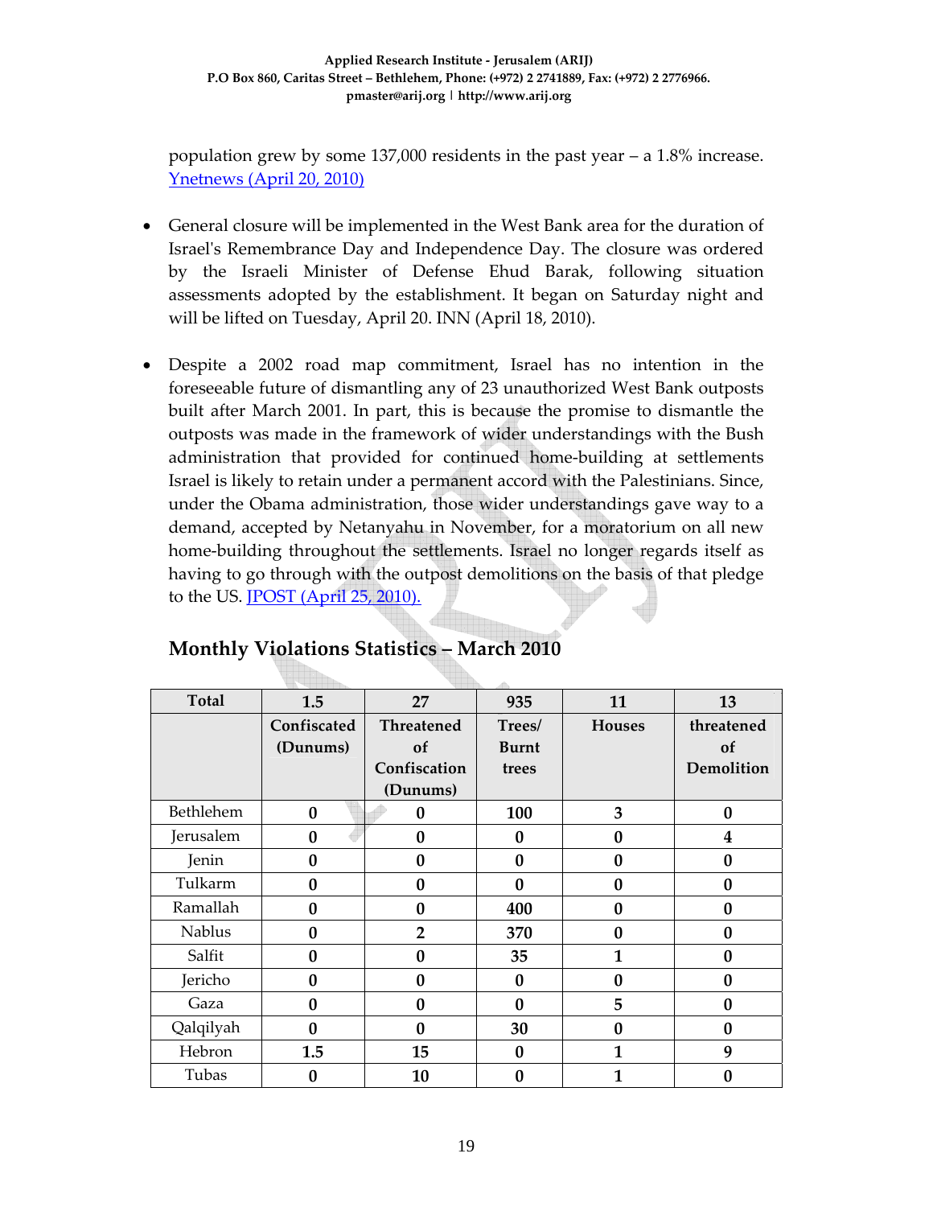population grew by some 137,000 residents in the past year – a 1.8% increase. [Ynetnews (April 20, 2010)](#)

- General closure will be implemented in the West Bank area for the duration of Israel's Remembrance Day and Independence Day. The closure was ordered by the Israeli Minister of Defense Ehud Barak, following situation assessments adopted by the establishment. It began on Saturday night and will be lifted on Tuesday, April 20. INN (April 18, 2010).

- Despite a 2002 road map commitment, Israel has no intention in the foreseeable future of dismantling any of 23 unauthorized West Bank outposts built after March 2001. In part, this is because the promise to dismantle the outposts was made in the framework of wider understandings with the Bush administration that provided for continued home-building at settlements Israel is likely to retain under a permanent accord with the Palestinians. Since, under the Obama administration, those wider understandings gave way to a demand, accepted by Netanyahu in November, for a moratorium on all new home-building throughout the settlements. Israel no longer regards itself as having to go through with the outpost demolitions on the basis of that pledge to the US. [JPOST (April 25, 2010).](#)

## Monthly Violations Statistics – March 2010

| Total | 1.5 | 27 | 935 | 11 | 13 |
|---|---|---|---|---|---|
| | Confiscated (Dunums) | Threatened of Confiscation (Dunums) | Trees/ Burnt trees | Houses | threatened of Demolition |
| Bethlehem | 0 | 0 | 100 | 3 | 0 |
| Jerusalem | 0 | 0 | 0 | 0 | 4 |
| Jenin | 0 | 0 | 0 | 0 | 0 |
| Tulkarm | 0 | 0 | 0 | 0 | 0 |
| Ramallah | 0 | 0 | 400 | 0 | 0 |
| Nablus | 0 | 2 | 370 | 0 | 0 |
| Salfit | 0 | 0 | 35 | 1 | 0 |
| Jericho | 0 | 0 | 0 | 0 | 0 |
| Gaza | 0 | 0 | 0 | 5 | 0 |
| Qalqilyah | 0 | 0 | 30 | 0 | 0 |
| Hebron | 1.5 | 15 | 0 | 1 | 9 |
| Tubas | 0 | 10 | 0 | 1 | 0 |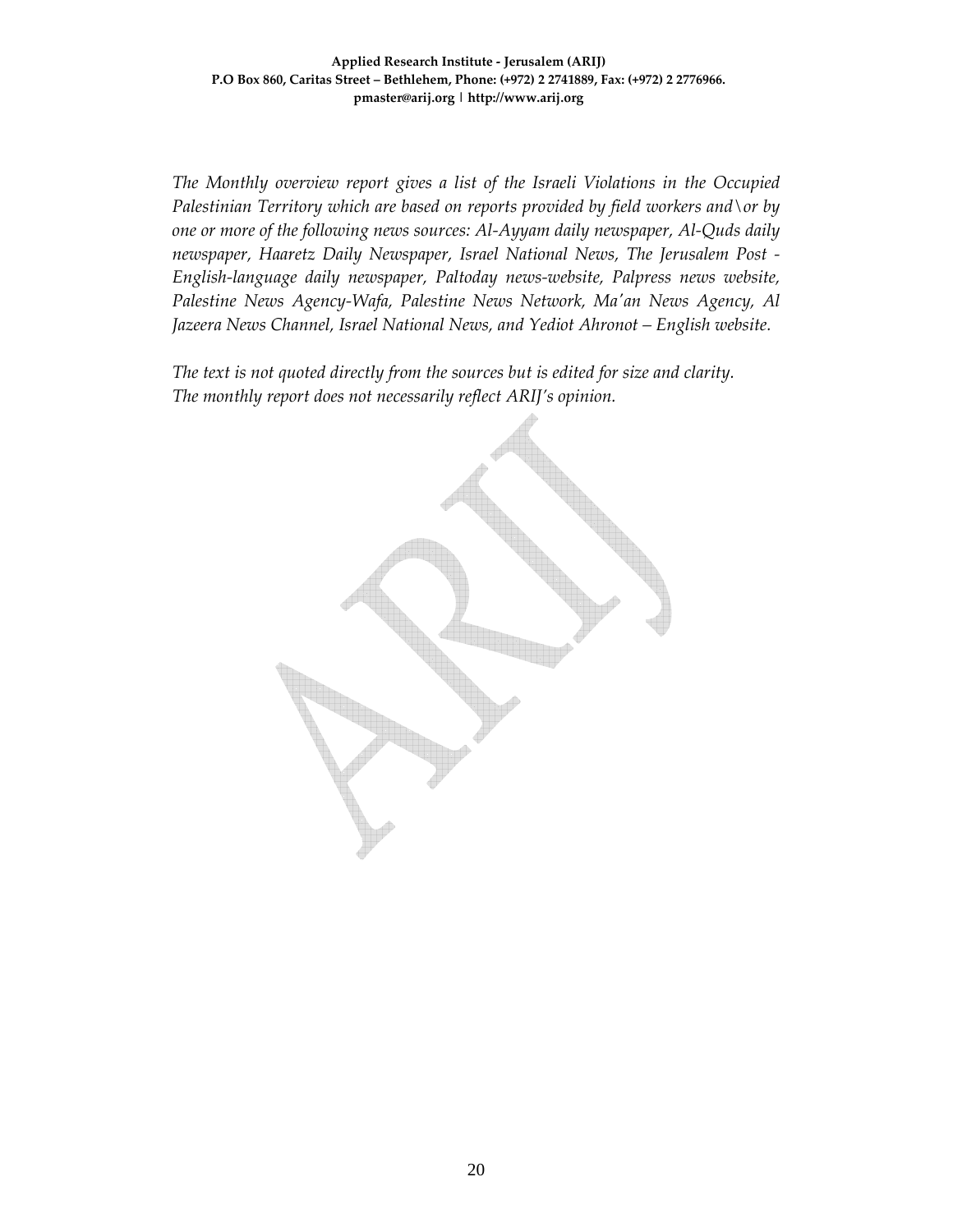*The Monthly overview report gives a list of the Israeli Violations in the Occupied Palestinian Territory which are based on reports provided by field workers and\or by one or more of the following news sources: Al-Ayyam daily newspaper, Al-Quds daily newspaper, Haaretz Daily Newspaper, Israel National News, The Jerusalem Post - English-language daily newspaper, Paltoday news-website, Palpress news website, Palestine News Agency-Wafa, Palestine News Network, Ma'an News Agency, Al Jazeera News Channel, Israel National News, and Yediot Ahronot – English website.*

*The text is not quoted directly from the sources but is edited for size and clarity.*
*The monthly report does not necessarily reflect ARIJ's opinion.*